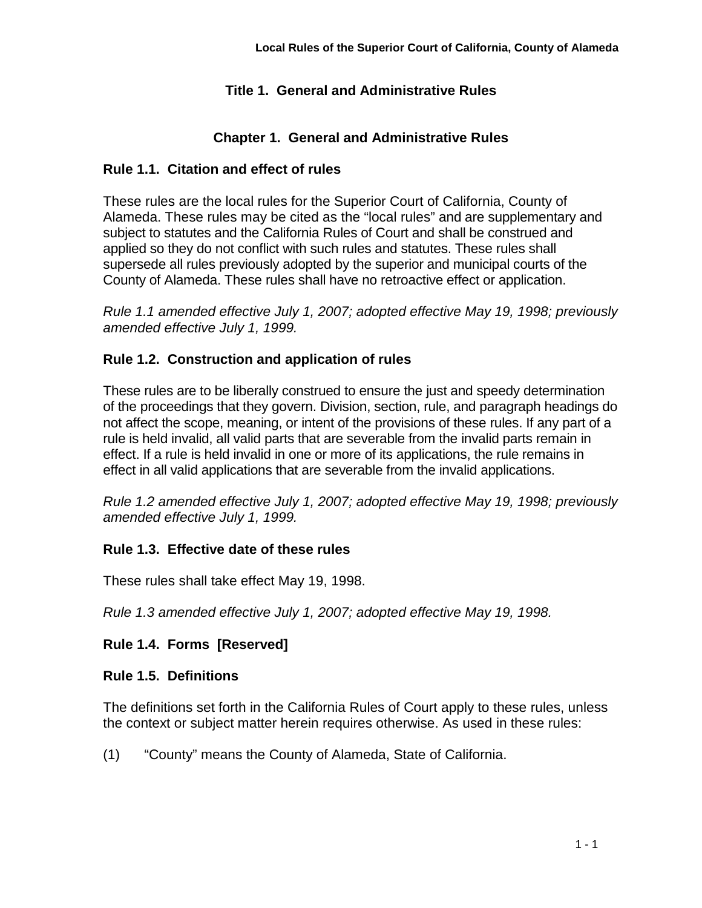# Title 1. General and Administrative Rules

## Chapter 1. General and Administrative Rules

### Rule 1.1. Citation and effect of rules

These rules are the local rules for the Superior Court of California, County of Alameda. These rules may be cited as the "local rules" and are supplementary and subject to statutes and the California Rules of Court and shall be construed and applied so they do not conflict with such rules and statutes. These rules shall supersede all rules previously adopted by the superior and municipal courts of the County of Alameda. These rules shall have no retroactive effect or application.

*Rule 1.1 amended effective July 1, 2007; adopted effective May 19, 1998; previously amended effective July 1, 1999.*

### Rule 1.2. Construction and application of rules

These rules are to be liberally construed to ensure the just and speedy determination of the proceedings that they govern. Division, section, rule, and paragraph headings do not affect the scope, meaning, or intent of the provisions of these rules. If any part of a rule is held invalid, all valid parts that are severable from the invalid parts remain in effect. If a rule is held invalid in one or more of its applications, the rule remains in effect in all valid applications that are severable from the invalid applications.

*Rule 1.2 amended effective July 1, 2007; adopted effective May 19, 1998; previously amended effective July 1, 1999.*

### Rule 1.3. Effective date of these rules

These rules shall take effect May 19, 1998.

*Rule 1.3 amended effective July 1, 2007; adopted effective May 19, 1998.*

### Rule 1.4. Forms [Reserved]

### Rule 1.5. Definitions

The definitions set forth in the California Rules of Court apply to these rules, unless the context or subject matter herein requires otherwise. As used in these rules:

(1) "County" means the County of Alameda, State of California.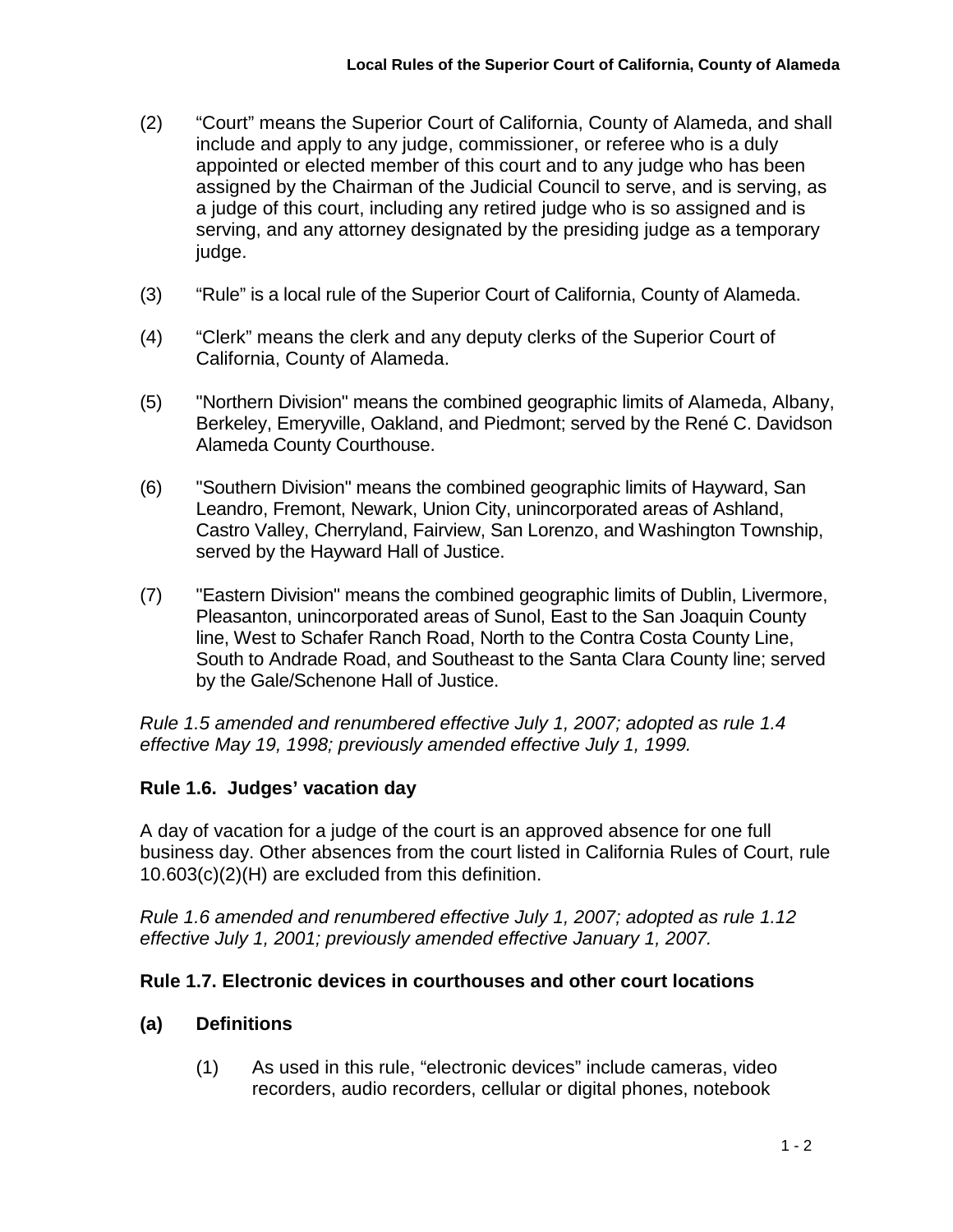(2) "Court" means the Superior Court of California, County of Alameda, and shall include and apply to any judge, commissioner, or referee who is a duly appointed or elected member of this court and to any judge who has been assigned by the Chairman of the Judicial Council to serve, and is serving, as a judge of this court, including any retired judge who is so assigned and is serving, and any attorney designated by the presiding judge as a temporary judge.

(3) "Rule" is a local rule of the Superior Court of California, County of Alameda.

(4) "Clerk" means the clerk and any deputy clerks of the Superior Court of California, County of Alameda.

(5) "Northern Division" means the combined geographic limits of Alameda, Albany, Berkeley, Emeryville, Oakland, and Piedmont; served by the René C. Davidson Alameda County Courthouse.

(6) "Southern Division" means the combined geographic limits of Hayward, San Leandro, Fremont, Newark, Union City, unincorporated areas of Ashland, Castro Valley, Cherryland, Fairview, San Lorenzo, and Washington Township, served by the Hayward Hall of Justice.

(7) "Eastern Division" means the combined geographic limits of Dublin, Livermore, Pleasanton, unincorporated areas of Sunol, East to the San Joaquin County line, West to Schafer Ranch Road, North to the Contra Costa County Line, South to Andrade Road, and Southeast to the Santa Clara County line; served by the Gale/Schenone Hall of Justice.

*Rule 1.5 amended and renumbered effective July 1, 2007; adopted as rule 1.4 effective May 19, 1998; previously amended effective July 1, 1999.*

### Rule 1.6. Judges' vacation day

A day of vacation for a judge of the court is an approved absence for one full business day. Other absences from the court listed in California Rules of Court, rule 10.603(c)(2)(H) are excluded from this definition.

*Rule 1.6 amended and renumbered effective July 1, 2007; adopted as rule 1.12 effective July 1, 2001; previously amended effective January 1, 2007.*

### Rule 1.7. Electronic devices in courthouses and other court locations

**(a) Definitions**

(1) As used in this rule, "electronic devices" include cameras, video recorders, audio recorders, cellular or digital phones, notebook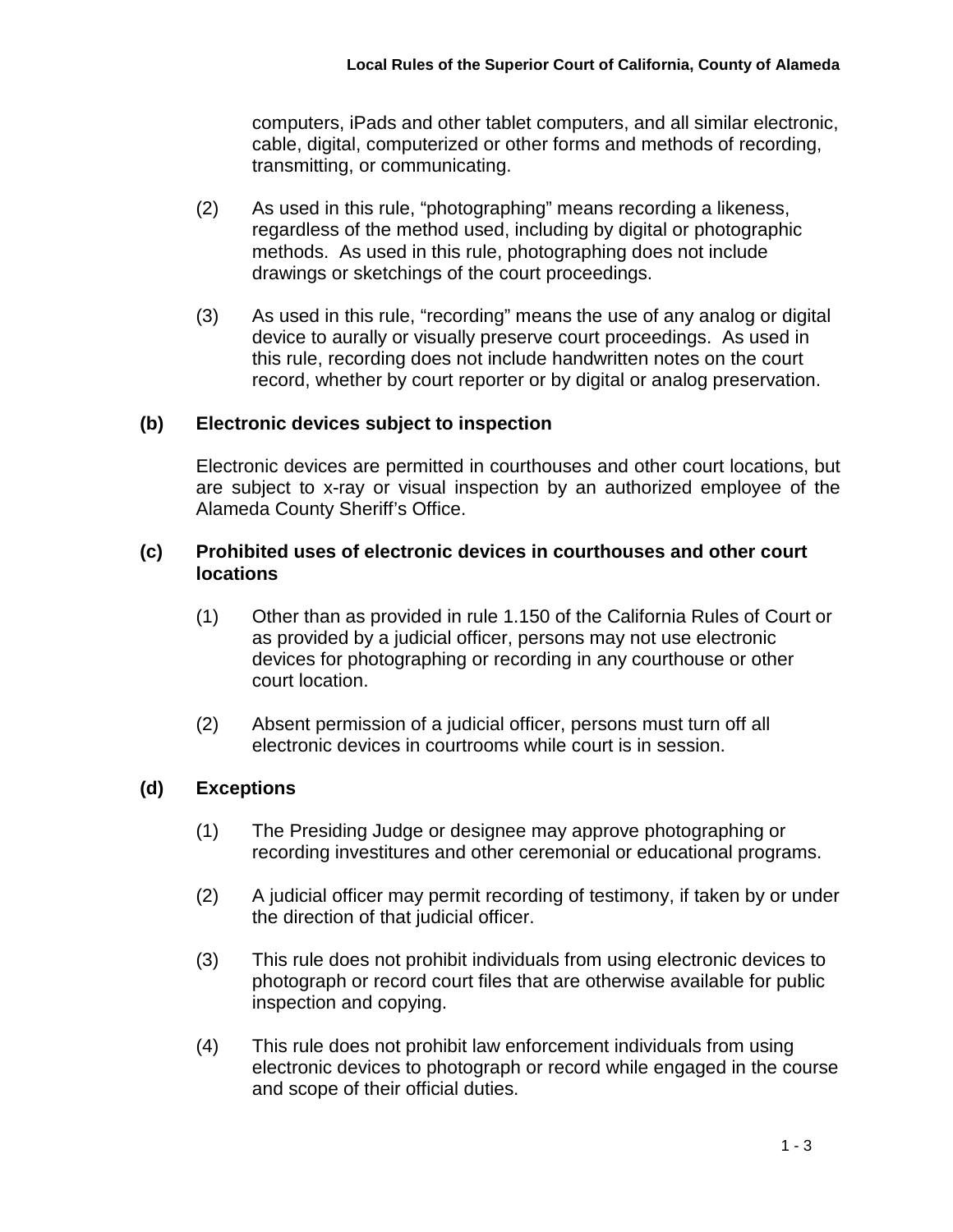computers, iPads and other tablet computers, and all similar electronic, cable, digital, computerized or other forms and methods of recording, transmitting, or communicating.

(2) As used in this rule, "photographing" means recording a likeness, regardless of the method used, including by digital or photographic methods. As used in this rule, photographing does not include drawings or sketchings of the court proceedings.

(3) As used in this rule, "recording" means the use of any analog or digital device to aurally or visually preserve court proceedings. As used in this rule, recording does not include handwritten notes on the court record, whether by court reporter or by digital or analog preservation.

**(b) Electronic devices subject to inspection**

Electronic devices are permitted in courthouses and other court locations, but are subject to x-ray or visual inspection by an authorized employee of the Alameda County Sheriff's Office.

**(c) Prohibited uses of electronic devices in courthouses and other court locations**

(1) Other than as provided in rule 1.150 of the California Rules of Court or as provided by a judicial officer, persons may not use electronic devices for photographing or recording in any courthouse or other court location.

(2) Absent permission of a judicial officer, persons must turn off all electronic devices in courtrooms while court is in session.

**(d) Exceptions**

(1) The Presiding Judge or designee may approve photographing or recording investitures and other ceremonial or educational programs.

(2) A judicial officer may permit recording of testimony, if taken by or under the direction of that judicial officer.

(3) This rule does not prohibit individuals from using electronic devices to photograph or record court files that are otherwise available for public inspection and copying.

(4) This rule does not prohibit law enforcement individuals from using electronic devices to photograph or record while engaged in the course and scope of their official duties.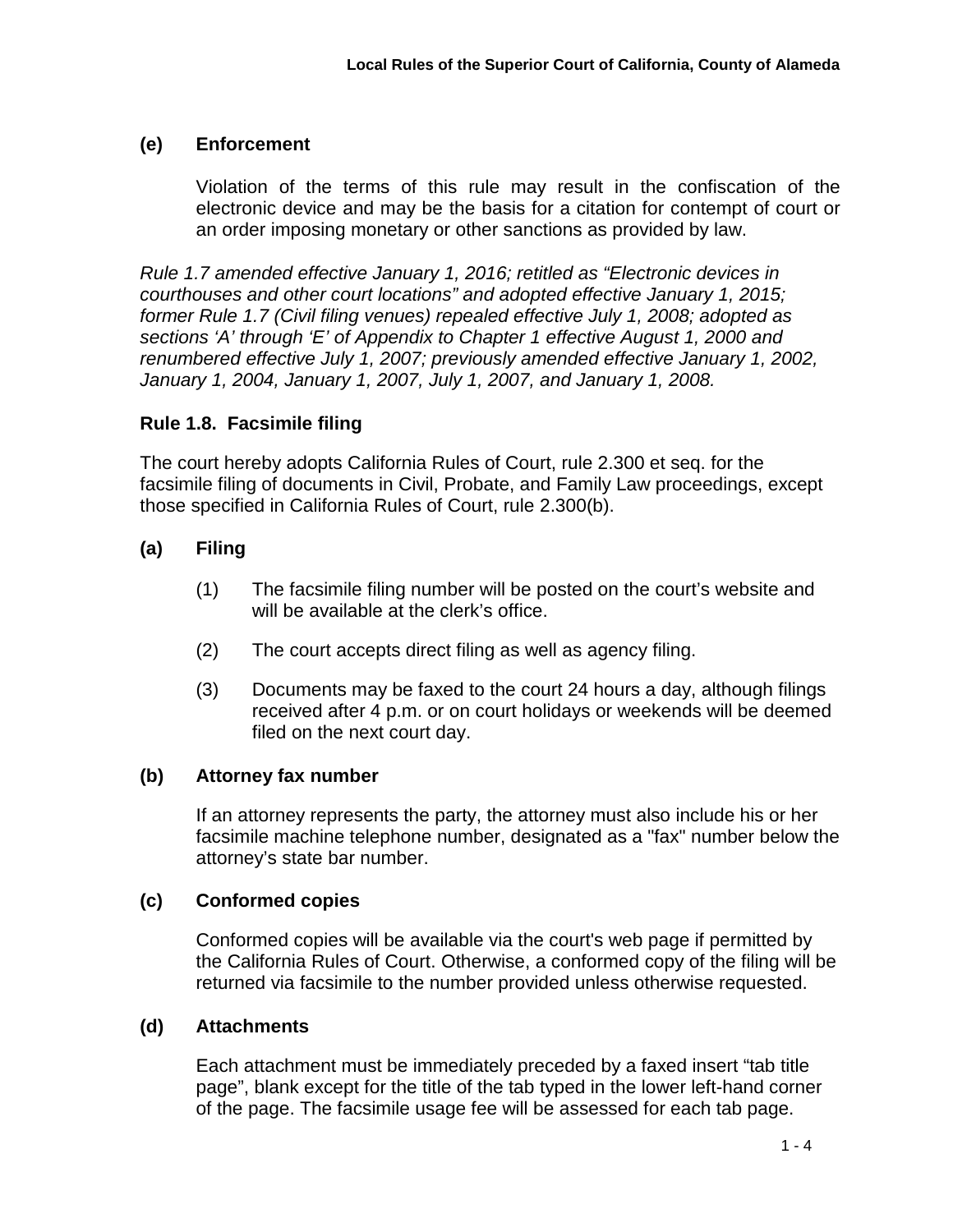### (e) Enforcement

Violation of the terms of this rule may result in the confiscation of the electronic device and may be the basis for a citation for contempt of court or an order imposing monetary or other sanctions as provided by law.

*Rule 1.7 amended effective January 1, 2016; retitled as "Electronic devices in courthouses and other court locations" and adopted effective January 1, 2015; former Rule 1.7 (Civil filing venues) repealed effective July 1, 2008; adopted as sections 'A' through 'E' of Appendix to Chapter 1 effective August 1, 2000 and renumbered effective July 1, 2007; previously amended effective January 1, 2002, January 1, 2004, January 1, 2007, July 1, 2007, and January 1, 2008.*

## Rule 1.8. Facsimile filing

The court hereby adopts California Rules of Court, rule 2.300 et seq. for the facsimile filing of documents in Civil, Probate, and Family Law proceedings, except those specified in California Rules of Court, rule 2.300(b).

### (a) Filing

(1) The facsimile filing number will be posted on the court's website and will be available at the clerk's office.

(2) The court accepts direct filing as well as agency filing.

(3) Documents may be faxed to the court 24 hours a day, although filings received after 4 p.m. or on court holidays or weekends will be deemed filed on the next court day.

### (b) Attorney fax number

If an attorney represents the party, the attorney must also include his or her facsimile machine telephone number, designated as a "fax" number below the attorney's state bar number.

### (c) Conformed copies

Conformed copies will be available via the court's web page if permitted by the California Rules of Court. Otherwise, a conformed copy of the filing will be returned via facsimile to the number provided unless otherwise requested.

### (d) Attachments

Each attachment must be immediately preceded by a faxed insert "tab title page", blank except for the title of the tab typed in the lower left-hand corner of the page. The facsimile usage fee will be assessed for each tab page.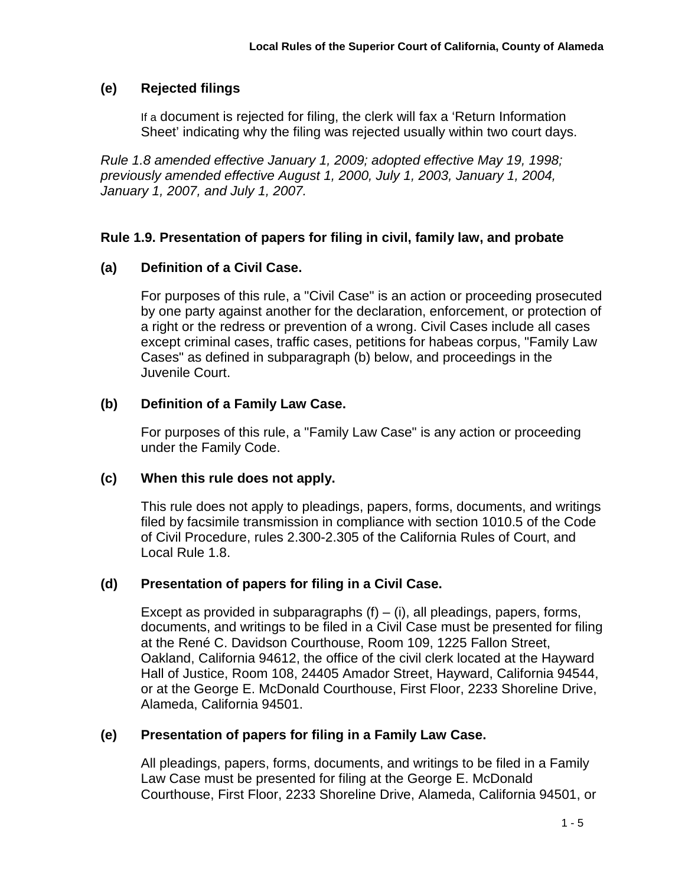### (e) Rejected filings

If a document is rejected for filing, the clerk will fax a 'Return Information Sheet' indicating why the filing was rejected usually within two court days.

*Rule 1.8 amended effective January 1, 2009; adopted effective May 19, 1998; previously amended effective August 1, 2000, July 1, 2003, January 1, 2004, January 1, 2007, and July 1, 2007.*

## Rule 1.9. Presentation of papers for filing in civil, family law, and probate

### (a) Definition of a Civil Case.

For purposes of this rule, a "Civil Case" is an action or proceeding prosecuted by one party against another for the declaration, enforcement, or protection of a right or the redress or prevention of a wrong. Civil Cases include all cases except criminal cases, traffic cases, petitions for habeas corpus, "Family Law Cases" as defined in subparagraph (b) below, and proceedings in the Juvenile Court.

### (b) Definition of a Family Law Case.

For purposes of this rule, a "Family Law Case" is any action or proceeding under the Family Code.

### (c) When this rule does not apply.

This rule does not apply to pleadings, papers, forms, documents, and writings filed by facsimile transmission in compliance with section 1010.5 of the Code of Civil Procedure, rules 2.300-2.305 of the California Rules of Court, and Local Rule 1.8.

### (d) Presentation of papers for filing in a Civil Case.

Except as provided in subparagraphs (f) – (i), all pleadings, papers, forms, documents, and writings to be filed in a Civil Case must be presented for filing at the René C. Davidson Courthouse, Room 109, 1225 Fallon Street, Oakland, California 94612, the office of the civil clerk located at the Hayward Hall of Justice, Room 108, 24405 Amador Street, Hayward, California 94544, or at the George E. McDonald Courthouse, First Floor, 2233 Shoreline Drive, Alameda, California 94501.

### (e) Presentation of papers for filing in a Family Law Case.

All pleadings, papers, forms, documents, and writings to be filed in a Family Law Case must be presented for filing at the George E. McDonald Courthouse, First Floor, 2233 Shoreline Drive, Alameda, California 94501, or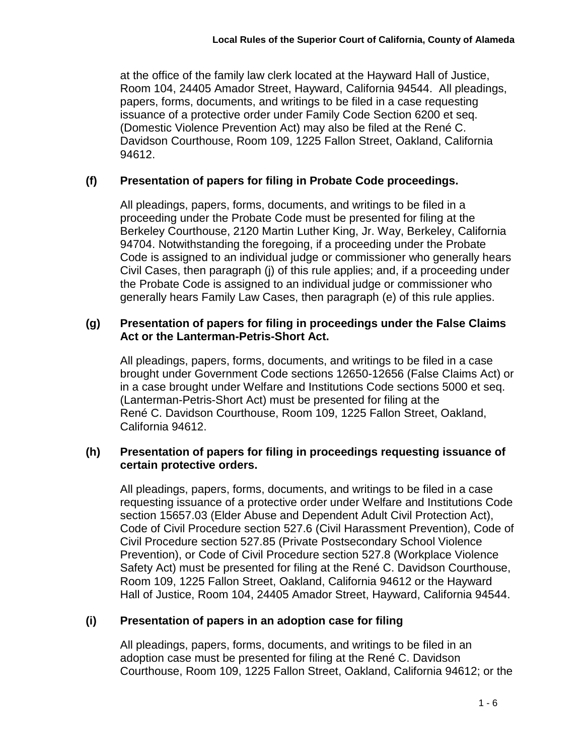at the office of the family law clerk located at the Hayward Hall of Justice, Room 104, 24405 Amador Street, Hayward, California 94544. All pleadings, papers, forms, documents, and writings to be filed in a case requesting issuance of a protective order under Family Code Section 6200 et seq. (Domestic Violence Prevention Act) may also be filed at the René C. Davidson Courthouse, Room 109, 1225 Fallon Street, Oakland, California 94612.

**(f) Presentation of papers for filing in Probate Code proceedings.**

All pleadings, papers, forms, documents, and writings to be filed in a proceeding under the Probate Code must be presented for filing at the Berkeley Courthouse, 2120 Martin Luther King, Jr. Way, Berkeley, California 94704. Notwithstanding the foregoing, if a proceeding under the Probate Code is assigned to an individual judge or commissioner who generally hears Civil Cases, then paragraph (j) of this rule applies; and, if a proceeding under the Probate Code is assigned to an individual judge or commissioner who generally hears Family Law Cases, then paragraph (e) of this rule applies.

**(g) Presentation of papers for filing in proceedings under the False Claims Act or the Lanterman-Petris-Short Act.**

All pleadings, papers, forms, documents, and writings to be filed in a case brought under Government Code sections 12650-12656 (False Claims Act) or in a case brought under Welfare and Institutions Code sections 5000 et seq. (Lanterman-Petris-Short Act) must be presented for filing at the René C. Davidson Courthouse, Room 109, 1225 Fallon Street, Oakland, California 94612.

**(h) Presentation of papers for filing in proceedings requesting issuance of certain protective orders.**

All pleadings, papers, forms, documents, and writings to be filed in a case requesting issuance of a protective order under Welfare and Institutions Code section 15657.03 (Elder Abuse and Dependent Adult Civil Protection Act), Code of Civil Procedure section 527.6 (Civil Harassment Prevention), Code of Civil Procedure section 527.85 (Private Postsecondary School Violence Prevention), or Code of Civil Procedure section 527.8 (Workplace Violence Safety Act) must be presented for filing at the René C. Davidson Courthouse, Room 109, 1225 Fallon Street, Oakland, California 94612 or the Hayward Hall of Justice, Room 104, 24405 Amador Street, Hayward, California 94544.

**(i) Presentation of papers in an adoption case for filing**

All pleadings, papers, forms, documents, and writings to be filed in an adoption case must be presented for filing at the René C. Davidson Courthouse, Room 109, 1225 Fallon Street, Oakland, California 94612; or the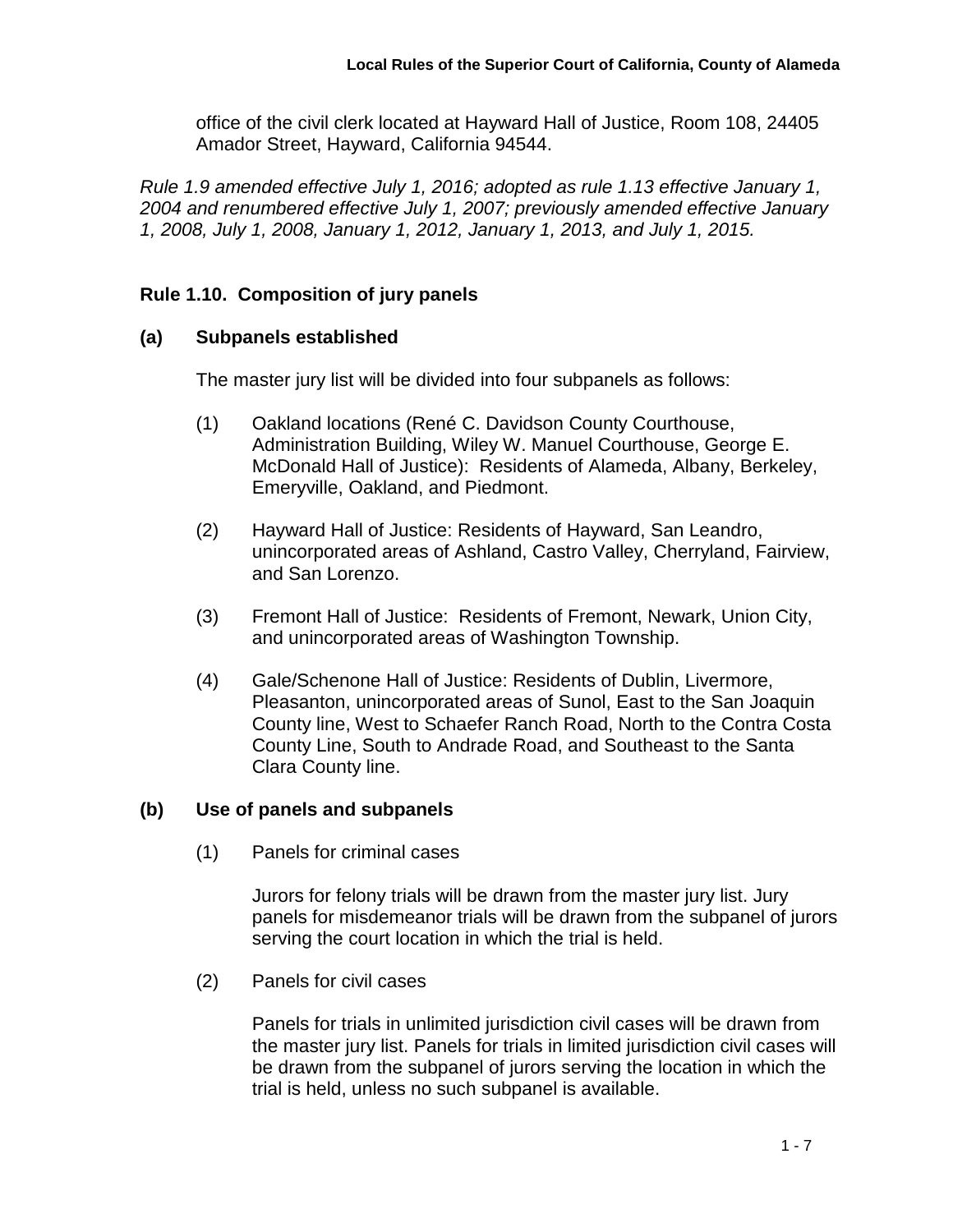office of the civil clerk located at Hayward Hall of Justice, Room 108, 24405 Amador Street, Hayward, California 94544.

*Rule 1.9 amended effective July 1, 2016; adopted as rule 1.13 effective January 1, 2004 and renumbered effective July 1, 2007; previously amended effective January 1, 2008, July 1, 2008, January 1, 2012, January 1, 2013, and July 1, 2015.*

### Rule 1.10. Composition of jury panels

**(a) Subpanels established**

The master jury list will be divided into four subpanels as follows:

(1) Oakland locations (René C. Davidson County Courthouse, Administration Building, Wiley W. Manuel Courthouse, George E. McDonald Hall of Justice): Residents of Alameda, Albany, Berkeley, Emeryville, Oakland, and Piedmont.

(2) Hayward Hall of Justice: Residents of Hayward, San Leandro, unincorporated areas of Ashland, Castro Valley, Cherryland, Fairview, and San Lorenzo.

(3) Fremont Hall of Justice: Residents of Fremont, Newark, Union City, and unincorporated areas of Washington Township.

(4) Gale/Schenone Hall of Justice: Residents of Dublin, Livermore, Pleasanton, unincorporated areas of Sunol, East to the San Joaquin County line, West to Schaefer Ranch Road, North to the Contra Costa County Line, South to Andrade Road, and Southeast to the Santa Clara County line.

**(b) Use of panels and subpanels**

(1) Panels for criminal cases

Jurors for felony trials will be drawn from the master jury list. Jury panels for misdemeanor trials will be drawn from the subpanel of jurors serving the court location in which the trial is held.

(2) Panels for civil cases

Panels for trials in unlimited jurisdiction civil cases will be drawn from the master jury list. Panels for trials in limited jurisdiction civil cases will be drawn from the subpanel of jurors serving the location in which the trial is held, unless no such subpanel is available.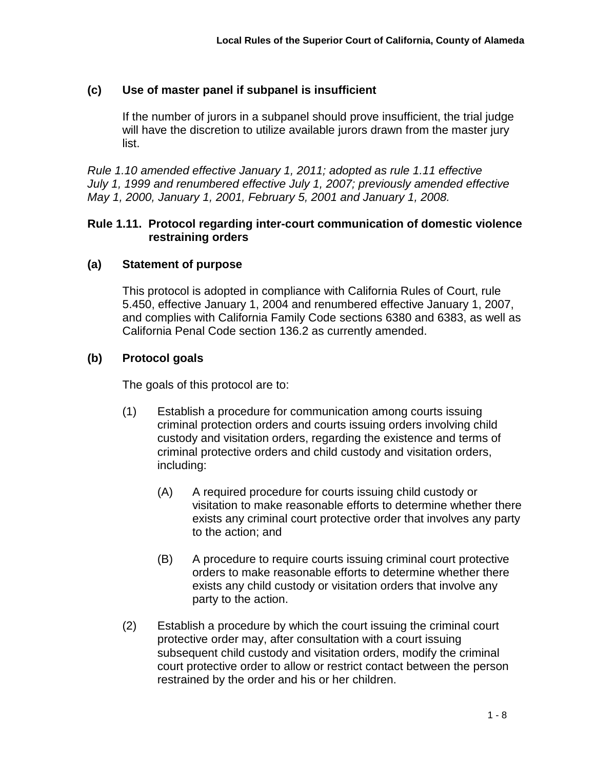**(c) Use of master panel if subpanel is insufficient**

If the number of jurors in a subpanel should prove insufficient, the trial judge will have the discretion to utilize available jurors drawn from the master jury list.

*Rule 1.10 amended effective January 1, 2011; adopted as rule 1.11 effective July 1, 1999 and renumbered effective July 1, 2007; previously amended effective May 1, 2000, January 1, 2001, February 5, 2001 and January 1, 2008.*

### Rule 1.11. Protocol regarding inter-court communication of domestic violence restraining orders

**(a) Statement of purpose**

This protocol is adopted in compliance with California Rules of Court, rule 5.450, effective January 1, 2004 and renumbered effective January 1, 2007, and complies with California Family Code sections 6380 and 6383, as well as California Penal Code section 136.2 as currently amended.

**(b) Protocol goals**

The goals of this protocol are to:

(1) Establish a procedure for communication among courts issuing criminal protection orders and courts issuing orders involving child custody and visitation orders, regarding the existence and terms of criminal protective orders and child custody and visitation orders, including:

   (A) A required procedure for courts issuing child custody or visitation to make reasonable efforts to determine whether there exists any criminal court protective order that involves any party to the action; and

   (B) A procedure to require courts issuing criminal court protective orders to make reasonable efforts to determine whether there exists any child custody or visitation orders that involve any party to the action.

(2) Establish a procedure by which the court issuing the criminal court protective order may, after consultation with a court issuing subsequent child custody and visitation orders, modify the criminal court protective order to allow or restrict contact between the person restrained by the order and his or her children.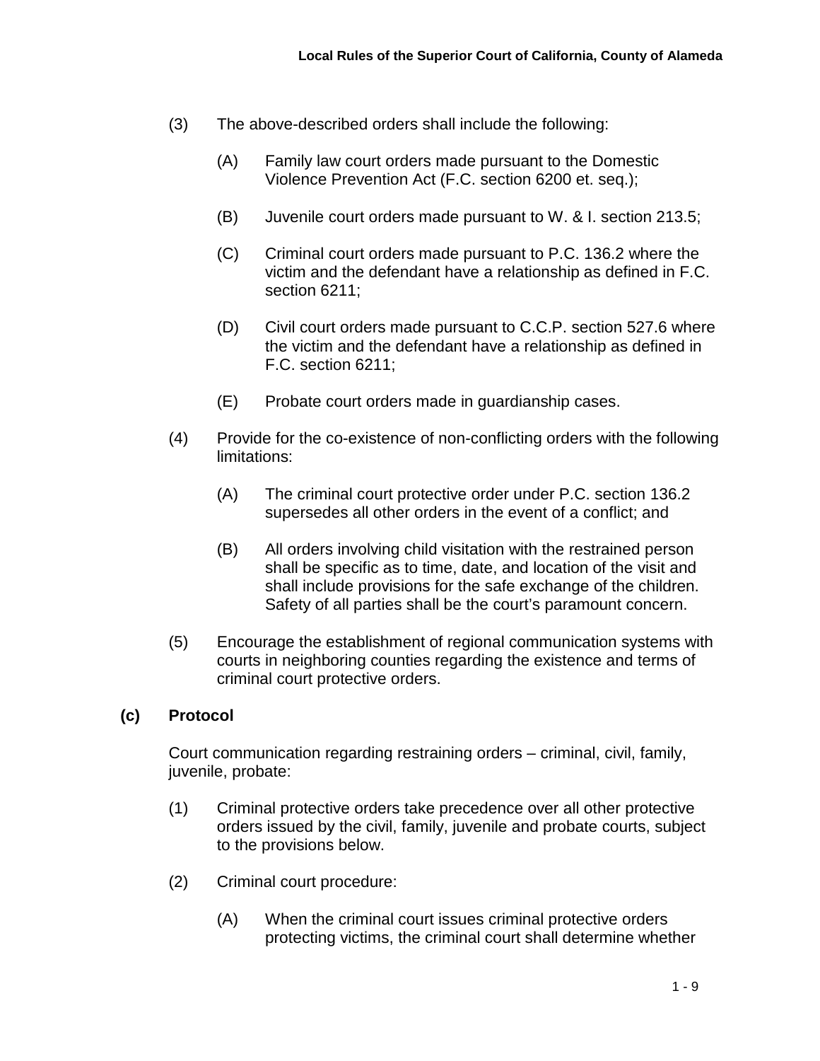(3) The above-described orders shall include the following:

(A) Family law court orders made pursuant to the Domestic Violence Prevention Act (F.C. section 6200 et. seq.);

(B) Juvenile court orders made pursuant to W. & I. section 213.5;

(C) Criminal court orders made pursuant to P.C. 136.2 where the victim and the defendant have a relationship as defined in F.C. section 6211;

(D) Civil court orders made pursuant to C.C.P. section 527.6 where the victim and the defendant have a relationship as defined in F.C. section 6211;

(E) Probate court orders made in guardianship cases.

(4) Provide for the co-existence of non-conflicting orders with the following limitations:

(A) The criminal court protective order under P.C. section 136.2 supersedes all other orders in the event of a conflict; and

(B) All orders involving child visitation with the restrained person shall be specific as to time, date, and location of the visit and shall include provisions for the safe exchange of the children. Safety of all parties shall be the court's paramount concern.

(5) Encourage the establishment of regional communication systems with courts in neighboring counties regarding the existence and terms of criminal court protective orders.

**(c) Protocol**

Court communication regarding restraining orders – criminal, civil, family, juvenile, probate:

(1) Criminal protective orders take precedence over all other protective orders issued by the civil, family, juvenile and probate courts, subject to the provisions below.

(2) Criminal court procedure:

(A) When the criminal court issues criminal protective orders protecting victims, the criminal court shall determine whether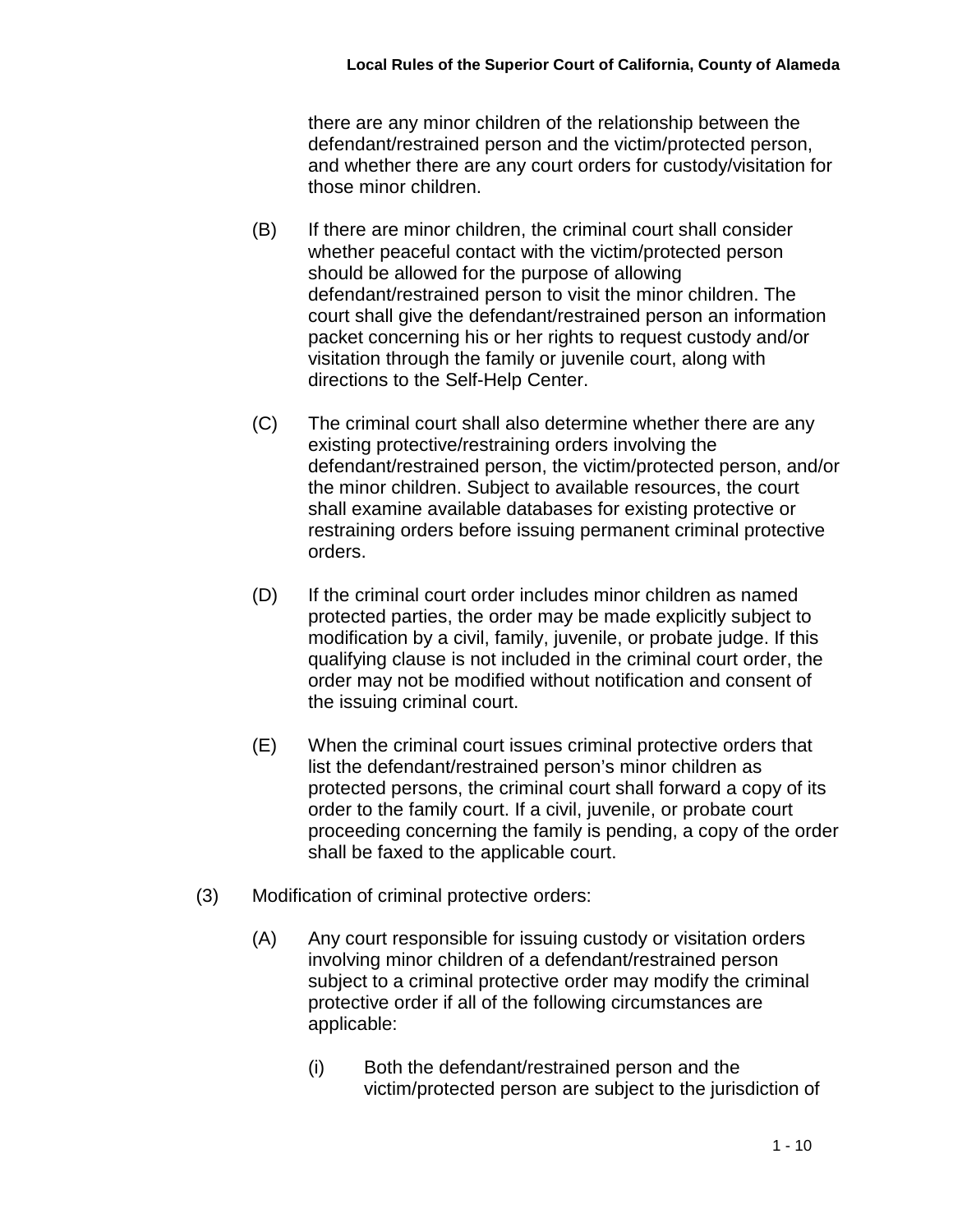there are any minor children of the relationship between the defendant/restrained person and the victim/protected person, and whether there are any court orders for custody/visitation for those minor children.

(B) If there are minor children, the criminal court shall consider whether peaceful contact with the victim/protected person should be allowed for the purpose of allowing defendant/restrained person to visit the minor children. The court shall give the defendant/restrained person an information packet concerning his or her rights to request custody and/or visitation through the family or juvenile court, along with directions to the Self-Help Center.

(C) The criminal court shall also determine whether there are any existing protective/restraining orders involving the defendant/restrained person, the victim/protected person, and/or the minor children. Subject to available resources, the court shall examine available databases for existing protective or restraining orders before issuing permanent criminal protective orders.

(D) If the criminal court order includes minor children as named protected parties, the order may be made explicitly subject to modification by a civil, family, juvenile, or probate judge. If this qualifying clause is not included in the criminal court order, the order may not be modified without notification and consent of the issuing criminal court.

(E) When the criminal court issues criminal protective orders that list the defendant/restrained person's minor children as protected persons, the criminal court shall forward a copy of its order to the family court. If a civil, juvenile, or probate court proceeding concerning the family is pending, a copy of the order shall be faxed to the applicable court.

(3) Modification of criminal protective orders:

(A) Any court responsible for issuing custody or visitation orders involving minor children of a defendant/restrained person subject to a criminal protective order may modify the criminal protective order if all of the following circumstances are applicable:

(i) Both the defendant/restrained person and the victim/protected person are subject to the jurisdiction of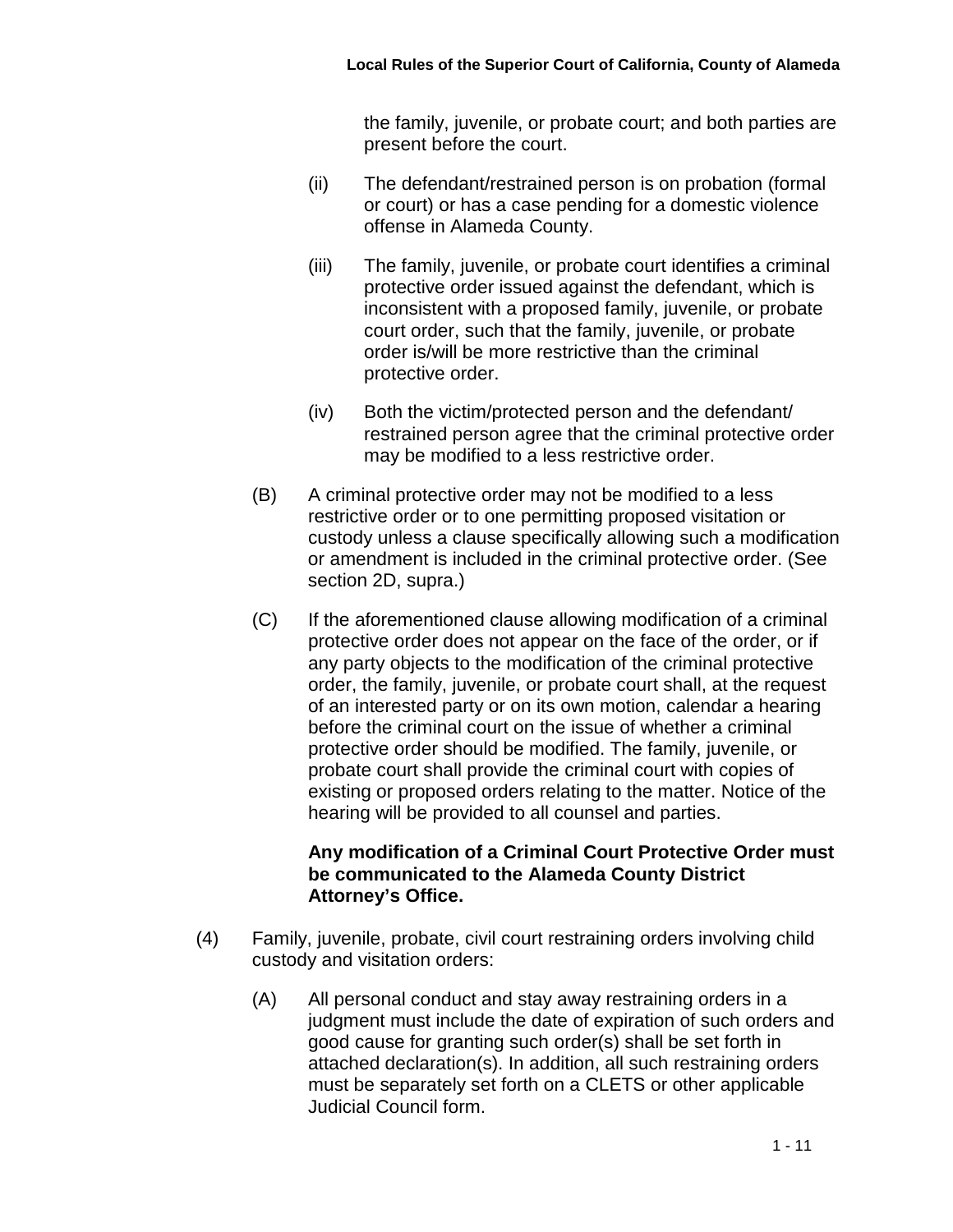the family, juvenile, or probate court; and both parties are present before the court.

(ii) The defendant/restrained person is on probation (formal or court) or has a case pending for a domestic violence offense in Alameda County.

(iii) The family, juvenile, or probate court identifies a criminal protective order issued against the defendant, which is inconsistent with a proposed family, juvenile, or probate court order, such that the family, juvenile, or probate order is/will be more restrictive than the criminal protective order.

(iv) Both the victim/protected person and the defendant/ restrained person agree that the criminal protective order may be modified to a less restrictive order.

(B) A criminal protective order may not be modified to a less restrictive order or to one permitting proposed visitation or custody unless a clause specifically allowing such a modification or amendment is included in the criminal protective order. (See section 2D, supra.)

(C) If the aforementioned clause allowing modification of a criminal protective order does not appear on the face of the order, or if any party objects to the modification of the criminal protective order, the family, juvenile, or probate court shall, at the request of an interested party or on its own motion, calendar a hearing before the criminal court on the issue of whether a criminal protective order should be modified. The family, juvenile, or probate court shall provide the criminal court with copies of existing or proposed orders relating to the matter. Notice of the hearing will be provided to all counsel and parties.

**Any modification of a Criminal Court Protective Order must be communicated to the Alameda County District Attorney's Office.**

(4) Family, juvenile, probate, civil court restraining orders involving child custody and visitation orders:

(A) All personal conduct and stay away restraining orders in a judgment must include the date of expiration of such orders and good cause for granting such order(s) shall be set forth in attached declaration(s). In addition, all such restraining orders must be separately set forth on a CLETS or other applicable Judicial Council form.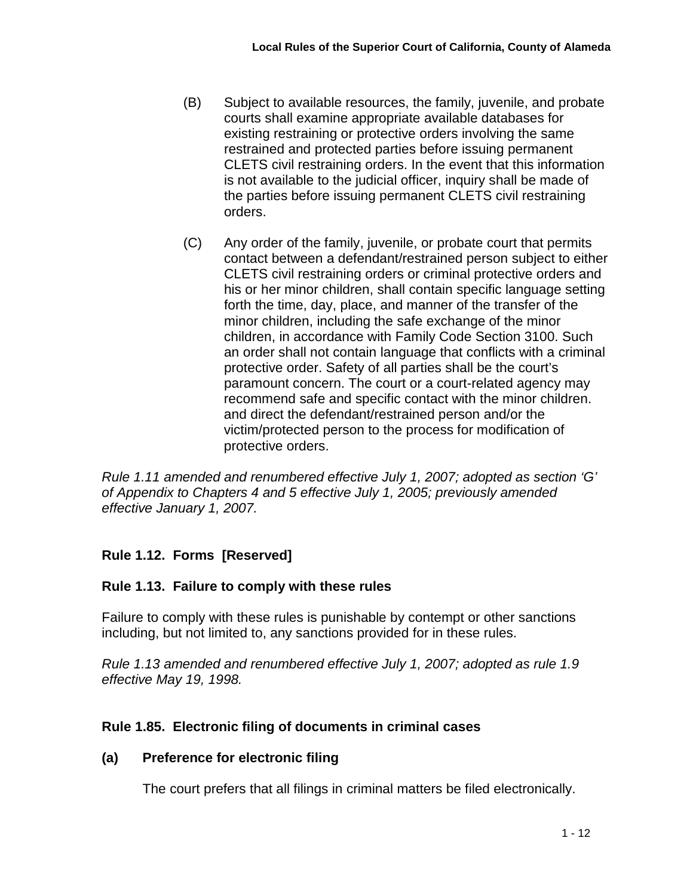(B) Subject to available resources, the family, juvenile, and probate courts shall examine appropriate available databases for existing restraining or protective orders involving the same restrained and protected parties before issuing permanent CLETS civil restraining orders. In the event that this information is not available to the judicial officer, inquiry shall be made of the parties before issuing permanent CLETS civil restraining orders.

(C) Any order of the family, juvenile, or probate court that permits contact between a defendant/restrained person subject to either CLETS civil restraining orders or criminal protective orders and his or her minor children, shall contain specific language setting forth the time, day, place, and manner of the transfer of the minor children, including the safe exchange of the minor children, in accordance with Family Code Section 3100. Such an order shall not contain language that conflicts with a criminal protective order. Safety of all parties shall be the court's paramount concern. The court or a court-related agency may recommend safe and specific contact with the minor children. and direct the defendant/restrained person and/or the victim/protected person to the process for modification of protective orders.

*Rule 1.11 amended and renumbered effective July 1, 2007; adopted as section 'G' of Appendix to Chapters 4 and 5 effective July 1, 2005; previously amended effective January 1, 2007.*

### Rule 1.12. Forms [Reserved]

### Rule 1.13. Failure to comply with these rules

Failure to comply with these rules is punishable by contempt or other sanctions including, but not limited to, any sanctions provided for in these rules.

*Rule 1.13 amended and renumbered effective July 1, 2007; adopted as rule 1.9 effective May 19, 1998.*

### Rule 1.85. Electronic filing of documents in criminal cases

**(a) Preference for electronic filing**

The court prefers that all filings in criminal matters be filed electronically.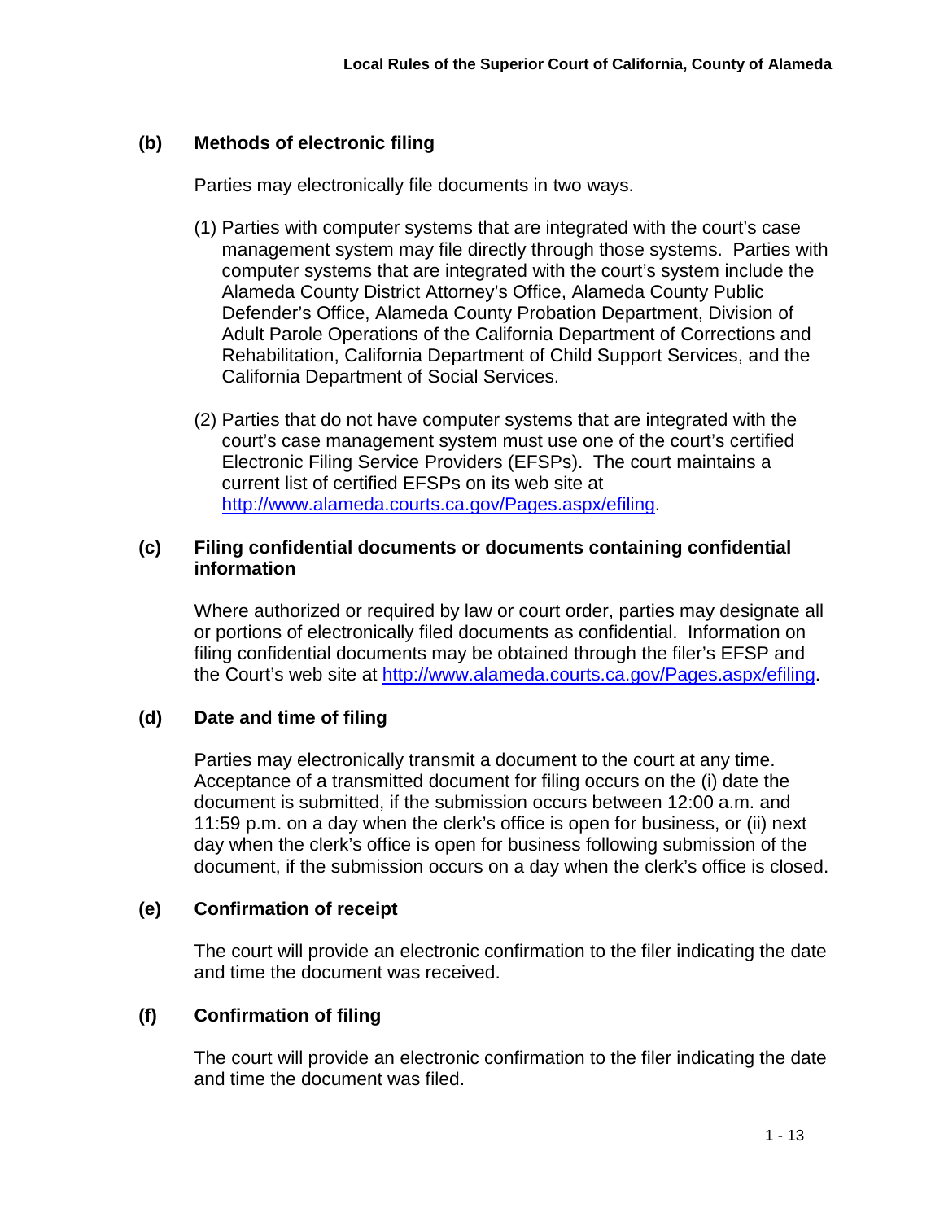### (b) Methods of electronic filing

Parties may electronically file documents in two ways.

(1) Parties with computer systems that are integrated with the court's case management system may file directly through those systems. Parties with computer systems that are integrated with the court's system include the Alameda County District Attorney's Office, Alameda County Public Defender's Office, Alameda County Probation Department, Division of Adult Parole Operations of the California Department of Corrections and Rehabilitation, California Department of Child Support Services, and the California Department of Social Services.

(2) Parties that do not have computer systems that are integrated with the court's case management system must use one of the court's certified Electronic Filing Service Providers (EFSPs). The court maintains a current list of certified EFSPs on its web site at http://www.alameda.courts.ca.gov/Pages.aspx/efiling.

### (c) Filing confidential documents or documents containing confidential information

Where authorized or required by law or court order, parties may designate all or portions of electronically filed documents as confidential. Information on filing confidential documents may be obtained through the filer's EFSP and the Court's web site at http://www.alameda.courts.ca.gov/Pages.aspx/efiling.

### (d) Date and time of filing

Parties may electronically transmit a document to the court at any time. Acceptance of a transmitted document for filing occurs on the (i) date the document is submitted, if the submission occurs between 12:00 a.m. and 11:59 p.m. on a day when the clerk's office is open for business, or (ii) next day when the clerk's office is open for business following submission of the document, if the submission occurs on a day when the clerk's office is closed.

### (e) Confirmation of receipt

The court will provide an electronic confirmation to the filer indicating the date and time the document was received.

### (f) Confirmation of filing

The court will provide an electronic confirmation to the filer indicating the date and time the document was filed.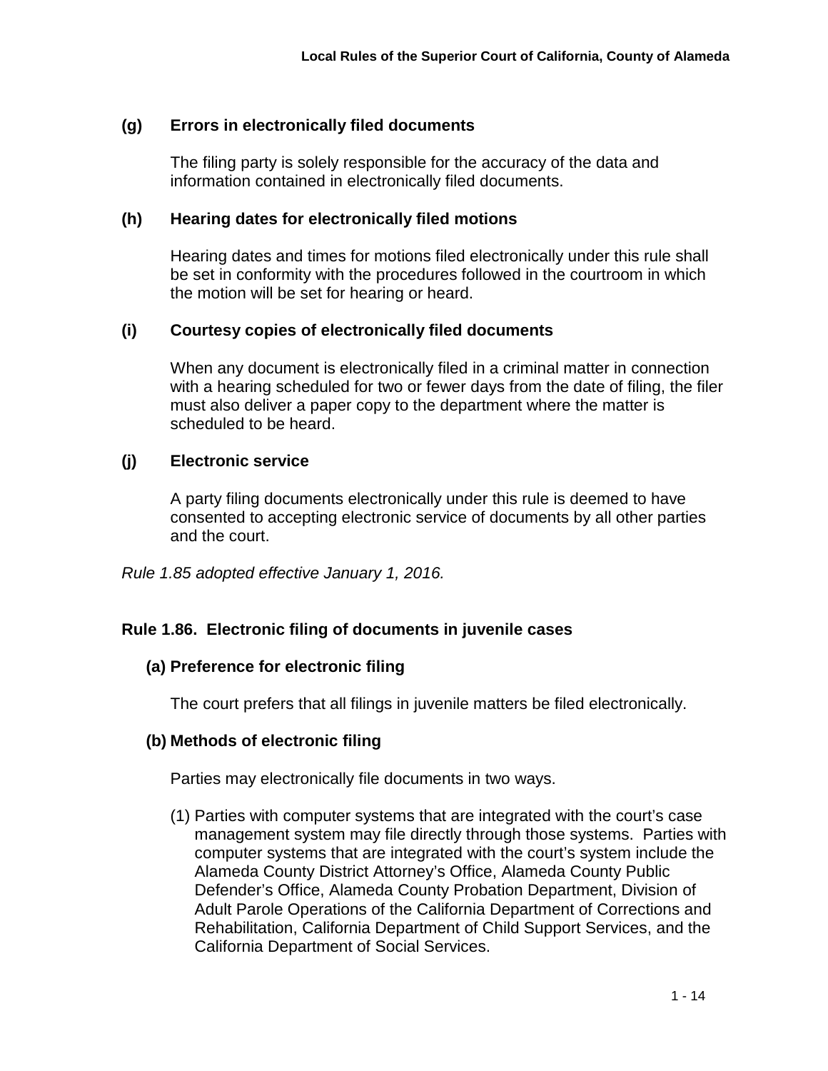**(g) Errors in electronically filed documents**

The filing party is solely responsible for the accuracy of the data and information contained in electronically filed documents.

**(h) Hearing dates for electronically filed motions**

Hearing dates and times for motions filed electronically under this rule shall be set in conformity with the procedures followed in the courtroom in which the motion will be set for hearing or heard.

**(i) Courtesy copies of electronically filed documents**

When any document is electronically filed in a criminal matter in connection with a hearing scheduled for two or fewer days from the date of filing, the filer must also deliver a paper copy to the department where the matter is scheduled to be heard.

**(j) Electronic service**

A party filing documents electronically under this rule is deemed to have consented to accepting electronic service of documents by all other parties and the court.

*Rule 1.85 adopted effective January 1, 2016.*

### Rule 1.86. Electronic filing of documents in juvenile cases

**(a) Preference for electronic filing**

The court prefers that all filings in juvenile matters be filed electronically.

**(b) Methods of electronic filing**

Parties may electronically file documents in two ways.

(1) Parties with computer systems that are integrated with the court's case management system may file directly through those systems. Parties with computer systems that are integrated with the court's system include the Alameda County District Attorney's Office, Alameda County Public Defender's Office, Alameda County Probation Department, Division of Adult Parole Operations of the California Department of Corrections and Rehabilitation, California Department of Child Support Services, and the California Department of Social Services.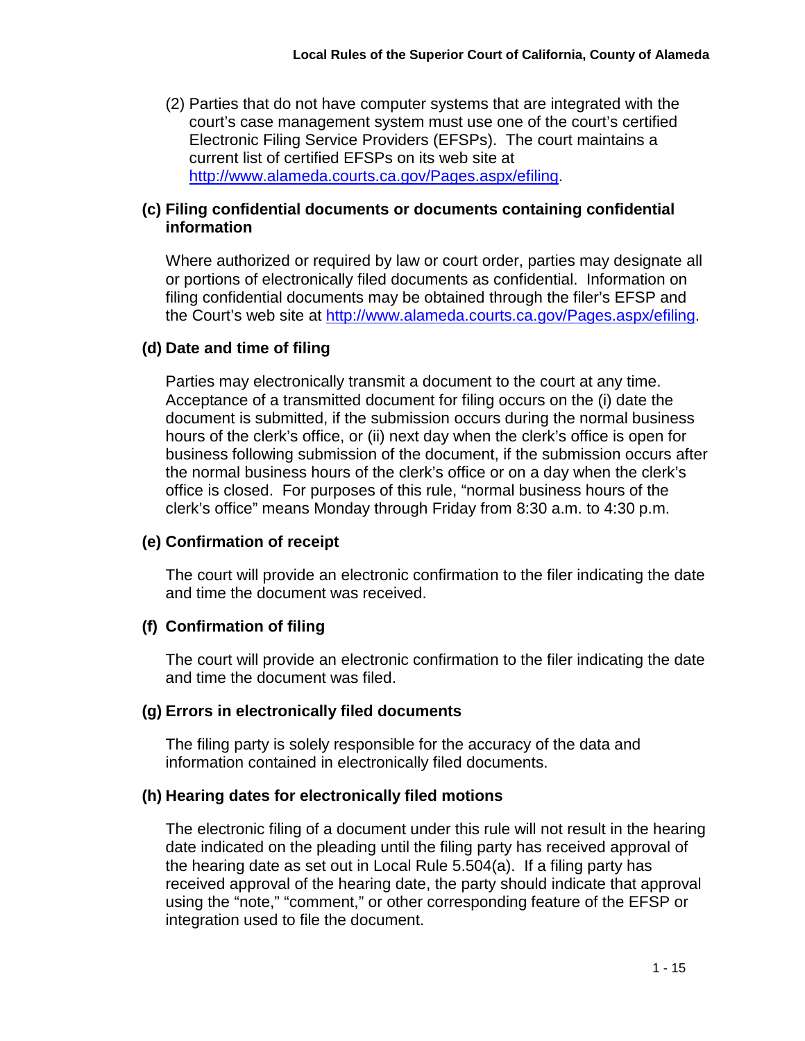(2) Parties that do not have computer systems that are integrated with the court's case management system must use one of the court's certified Electronic Filing Service Providers (EFSPs). The court maintains a current list of certified EFSPs on its web site at http://www.alameda.courts.ca.gov/Pages.aspx/efiling.

**(c) Filing confidential documents or documents containing confidential information**

Where authorized or required by law or court order, parties may designate all or portions of electronically filed documents as confidential. Information on filing confidential documents may be obtained through the filer's EFSP and the Court's web site at http://www.alameda.courts.ca.gov/Pages.aspx/efiling.

**(d) Date and time of filing**

Parties may electronically transmit a document to the court at any time. Acceptance of a transmitted document for filing occurs on the (i) date the document is submitted, if the submission occurs during the normal business hours of the clerk's office, or (ii) next day when the clerk's office is open for business following submission of the document, if the submission occurs after the normal business hours of the clerk's office or on a day when the clerk's office is closed. For purposes of this rule, "normal business hours of the clerk's office" means Monday through Friday from 8:30 a.m. to 4:30 p.m.

**(e) Confirmation of receipt**

The court will provide an electronic confirmation to the filer indicating the date and time the document was received.

**(f) Confirmation of filing**

The court will provide an electronic confirmation to the filer indicating the date and time the document was filed.

**(g) Errors in electronically filed documents**

The filing party is solely responsible for the accuracy of the data and information contained in electronically filed documents.

**(h) Hearing dates for electronically filed motions**

The electronic filing of a document under this rule will not result in the hearing date indicated on the pleading until the filing party has received approval of the hearing date as set out in Local Rule 5.504(a). If a filing party has received approval of the hearing date, the party should indicate that approval using the "note," "comment," or other corresponding feature of the EFSP or integration used to file the document.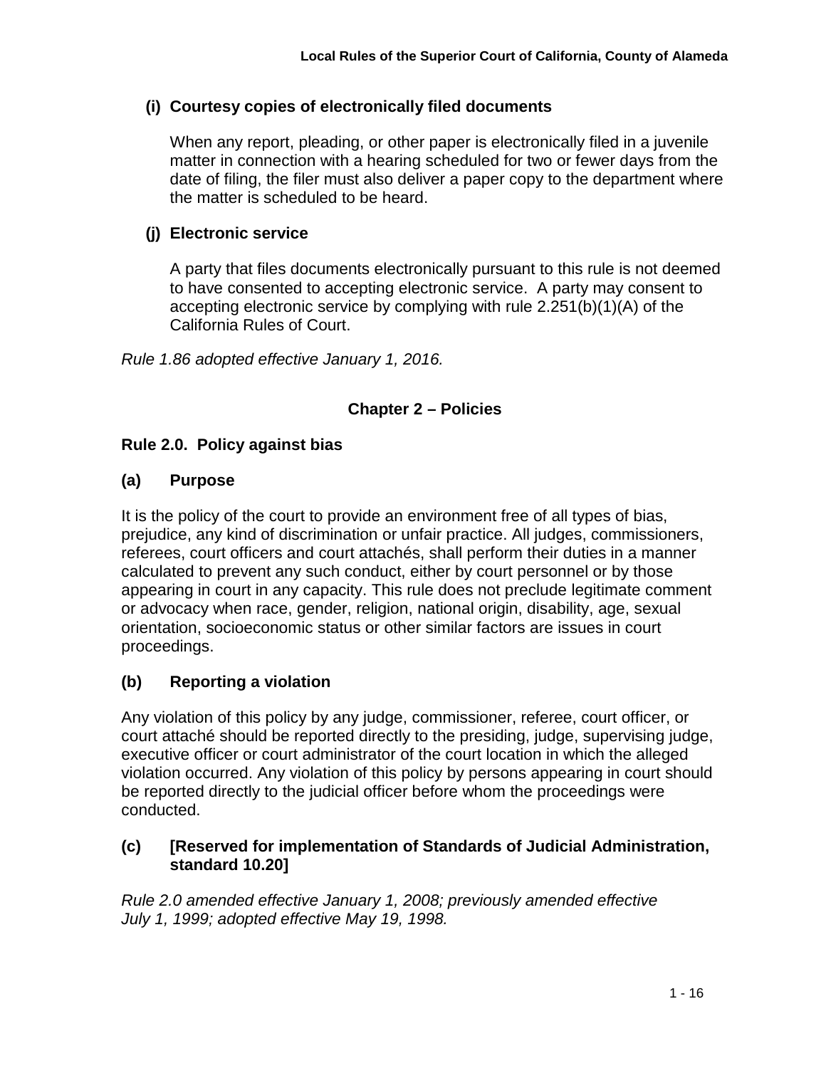**(i) Courtesy copies of electronically filed documents**

When any report, pleading, or other paper is electronically filed in a juvenile matter in connection with a hearing scheduled for two or fewer days from the date of filing, the filer must also deliver a paper copy to the department where the matter is scheduled to be heard.

**(j) Electronic service**

A party that files documents electronically pursuant to this rule is not deemed to have consented to accepting electronic service. A party may consent to accepting electronic service by complying with rule 2.251(b)(1)(A) of the California Rules of Court.

*Rule 1.86 adopted effective January 1, 2016.*

## Chapter 2 – Policies

### Rule 2.0. Policy against bias

**(a) Purpose**

It is the policy of the court to provide an environment free of all types of bias, prejudice, any kind of discrimination or unfair practice. All judges, commissioners, referees, court officers and court attachés, shall perform their duties in a manner calculated to prevent any such conduct, either by court personnel or by those appearing in court in any capacity. This rule does not preclude legitimate comment or advocacy when race, gender, religion, national origin, disability, age, sexual orientation, socioeconomic status or other similar factors are issues in court proceedings.

**(b) Reporting a violation**

Any violation of this policy by any judge, commissioner, referee, court officer, or court attaché should be reported directly to the presiding, judge, supervising judge, executive officer or court administrator of the court location in which the alleged violation occurred. Any violation of this policy by persons appearing in court should be reported directly to the judicial officer before whom the proceedings were conducted.

**(c) [Reserved for implementation of Standards of Judicial Administration, standard 10.20]**

*Rule 2.0 amended effective January 1, 2008; previously amended effective July 1, 1999; adopted effective May 19, 1998.*